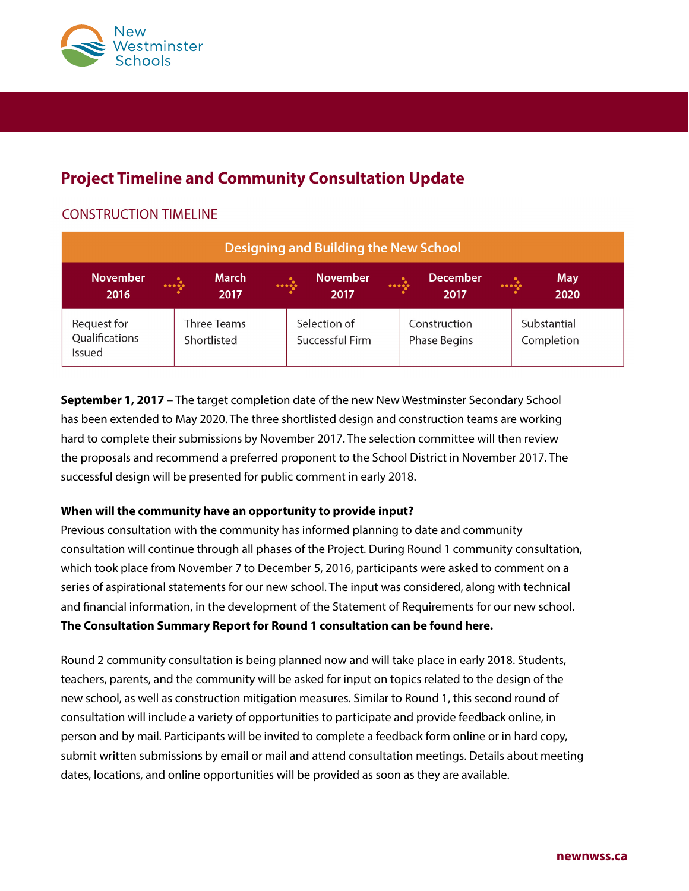New Westminster Schools

# Project Timeline and Community Consultation Update

## CONSTRUCTION TIMELINE

| Designing and Building the New School | | | | |
|---|---|---|---|---|
| November 2016 | March 2017 | November 2017 | December 2017 | May 2020 |
| Request for Qualifications Issued | Three Teams Shortlisted | Selection of Successful Firm | Construction Phase Begins | Substantial Completion |

**September 1, 2017** – The target completion date of the new New Westminster Secondary School has been extended to May 2020. The three shortlisted design and construction teams are working hard to complete their submissions by November 2017. The selection committee will then review the proposals and recommend a preferred proponent to the School District in November 2017. The successful design will be presented for public comment in early 2018.

**When will the community have an opportunity to provide input?**

Previous consultation with the community has informed planning to date and community consultation will continue through all phases of the Project. During Round 1 community consultation, which took place from November 7 to December 5, 2016, participants were asked to comment on a series of aspirational statements for our new school. The input was considered, along with technical and financial information, in the development of the Statement of Requirements for our new school. **The Consultation Summary Report for Round 1 consultation can be found here.**

Round 2 community consultation is being planned now and will take place in early 2018. Students, teachers, parents, and the community will be asked for input on topics related to the design of the new school, as well as construction mitigation measures. Similar to Round 1, this second round of consultation will include a variety of opportunities to participate and provide feedback online, in person and by mail. Participants will be invited to complete a feedback form online or in hard copy, submit written submissions by email or mail and attend consultation meetings. Details about meeting dates, locations, and online opportunities will be provided as soon as they are available.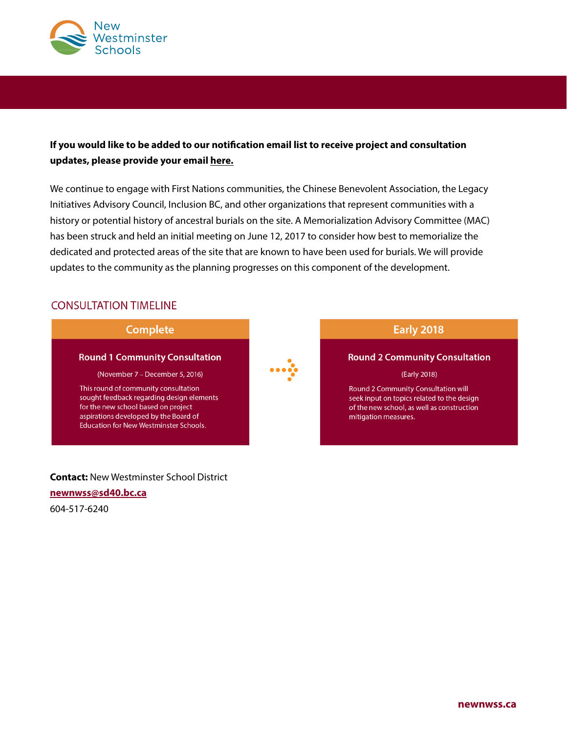**If you would like to be added to our notification email list to receive project and consultation updates, please provide your email here.**

We continue to engage with First Nations communities, the Chinese Benevolent Association, the Legacy Initiatives Advisory Council, Inclusion BC, and other organizations that represent communities with a history or potential history of ancestral burials on the site. A Memorialization Advisory Committee (MAC) has been struck and held an initial meeting on June 12, 2017 to consider how best to memorialize the dedicated and protected areas of the site that are known to have been used for burials. We will provide updates to the community as the planning progresses on this component of the development.

## CONSULTATION TIMELINE

### Complete

**Round 1 Community Consultation**

(November 7 – December 5, 2016)

This round of community consultation sought feedback regarding design elements for the new school based on project aspirations developed by the Board of Education for New Westminster Schools.

### Early 2018

**Round 2 Community Consultation**

(Early 2018)

Round 2 Community Consultation will seek input on topics related to the design of the new school, as well as construction mitigation measures.

**Contact:** New Westminster School District
**newnwss@sd40.bc.ca**
604-517-6240

**newnwss.ca**